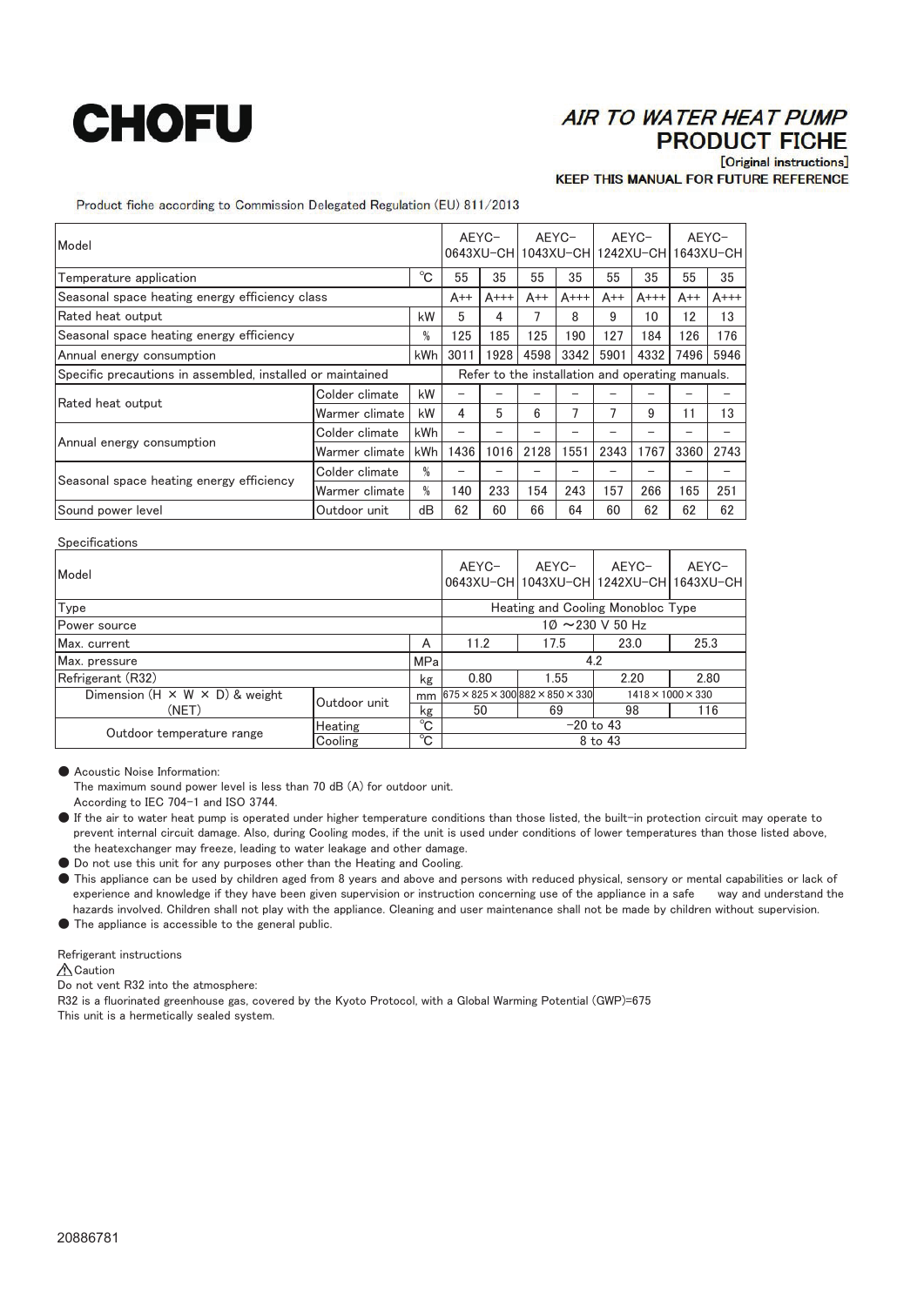# CHOFU

## AIR TO WATER HEAT PUMP
## PRODUCT FICHE

[Original instructions]

**KEEP THIS MANUAL FOR FUTURE REFERENCE**

Product fiche according to Commission Delegated Regulation (EU) 811/2013

| Model | | | AEYC-0643XU-CH | | AEYC-1043XU-CH | | AEYC-1242XU-CH | | AEYC-1643XU-CH | |
|---|---|---|---|---|---|---|---|---|---|---|
| Temperature application | | ℃ | 55 | 35 | 55 | 35 | 55 | 35 | 55 | 35 |
| Seasonal space heating energy efficiency class | | | A++ | A+++ | A++ | A+++ | A++ | A+++ | A++ | A+++ |
| Rated heat output | | kW | 5 | 4 | 7 | 8 | 9 | 10 | 12 | 13 |
| Seasonal space heating energy efficiency | | % | 125 | 185 | 125 | 190 | 127 | 184 | 126 | 176 |
| Annual energy consumption | | kWh | 3011 | 1928 | 4598 | 3342 | 5901 | 4332 | 7496 | 5946 |
| Specific precautions in assembled, installed or maintained | | | Refer to the installation and operating manuals. | | | | | | | |
| Rated heat output | Colder climate | kW | – | – | – | – | – | – | – | – |
| | Warmer climate | kW | 4 | 5 | 6 | 7 | 7 | 9 | 11 | 13 |
| Annual energy consumption | Colder climate | kWh | – | – | – | – | – | – | – | – |
| | Warmer climate | kWh | 1436 | 1016 | 2128 | 1551 | 2343 | 1767 | 3360 | 2743 |
| Seasonal space heating energy efficiency | Colder climate | % | – | – | – | – | – | – | – | – |
| | Warmer climate | % | 140 | 233 | 154 | 243 | 157 | 266 | 165 | 251 |
| Sound power level | Outdoor unit | dB | 62 | 60 | 66 | 64 | 60 | 62 | 62 | 62 |

Specifications

| Model | | | AEYC-0643XU-CH | AEYC-1043XU-CH | AEYC-1242XU-CH | AEYC-1643XU-CH |
|---|---|---|---|---|---|---|
| Type | | | Heating and Cooling Monobloc Type | | | |
| Power source | | | 1Ø ~230 V 50 Hz | | | |
| Max. current | | A | 11.2 | 17.5 | 23.0 | 25.3 |
| Max. pressure | | MPa | 4.2 | | | |
| Refrigerant (R32) | | kg | 0.80 | 1.55 | 2.20 | 2.80 |
| Dimension (H × W × D) & weight (NET) | Outdoor unit | mm | 675 × 825 × 300 | 882 × 850 × 330 | 1418 × 1000 × 330 | |
| | | kg | 50 | 69 | 98 | 116 |
| Outdoor temperature range | Heating | ℃ | -20 to 43 | | | |
| | Cooling | ℃ | 8 to 43 | | | |

- Acoustic Noise Information:
  The maximum sound power level is less than 70 dB (A) for outdoor unit.
  According to IEC 704-1 and ISO 3744.
- If the air to water heat pump is operated under higher temperature conditions than those listed, the built-in protection circuit may operate to prevent internal circuit damage. Also, during Cooling modes, if the unit is used under conditions of lower temperatures than those listed above, the heatexchanger may freeze, leading to water leakage and other damage.
- Do not use this unit for any purposes other than the Heating and Cooling.
- This appliance can be used by children aged from 8 years and above and persons with reduced physical, sensory or mental capabilities or lack of experience and knowledge if they have been given supervision or instruction concerning use of the appliance in a safe way and understand the hazards involved. Children shall not play with the appliance. Cleaning and user maintenance shall not be made by children without supervision.
- The appliance is accessible to the general public.

Refrigerant instructions

⚠Caution

Do not vent R32 into the atmosphere:

R32 is a fluorinated greenhouse gas, covered by the Kyoto Protocol, with a Global Warming Potential (GWP)=675

This unit is a hermetically sealed system.

20886781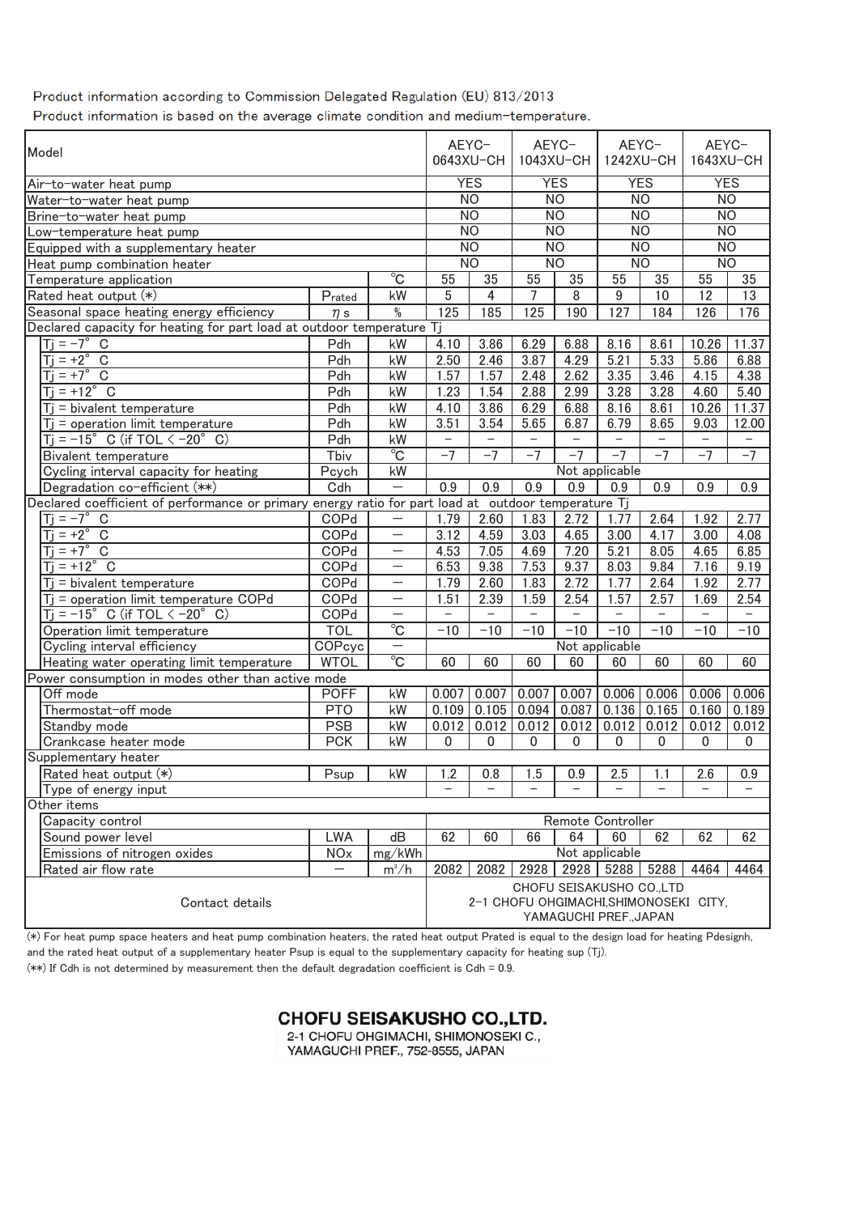Product information according to Commission Delegated Regulation (EU) 813/2013
Product information is based on the average climate condition and medium-temperature.

| Model | | | AEYC-0643XU-CH | | AEYC-1043XU-CH | | AEYC-1242XU-CH | | AEYC-1643XU-CH | |
|---|---|---|---|---|---|---|---|---|---|---|
| Air-to-water heat pump | | | YES | | YES | | YES | | YES | |
| Water-to-water heat pump | | | NO | | NO | | NO | | NO | |
| Brine-to-water heat pump | | | NO | | NO | | NO | | NO | |
| Low-temperature heat pump | | | NO | | NO | | NO | | NO | |
| Equipped with a supplementary heater | | | NO | | NO | | NO | | NO | |
| Heat pump combination heater | | | NO | | NO | | NO | | NO | |
| Temperature application | | ℃ | 55 | 35 | 55 | 35 | 55 | 35 | 55 | 35 |
| Rated heat output (*) | $P_{rated}$ | kW | 5 | 4 | 7 | 8 | 9 | 10 | 12 | 13 |
| Seasonal space heating energy efficiency | $\eta_s$ | % | 125 | 185 | 125 | 190 | 127 | 184 | 126 | 176 |
| Declared capacity for heating for part load at outdoor temperature Tj | | | | | | | | | | |
| Tj = −7° C | Pdh | kW | 4.10 | 3.86 | 6.29 | 6.88 | 8.16 | 8.61 | 10.26 | 11.37 |
| Tj = +2° C | Pdh | kW | 2.50 | 2.46 | 3.87 | 4.29 | 5.21 | 5.33 | 5.86 | 6.88 |
| Tj = +7° C | Pdh | kW | 1.57 | 1.57 | 2.48 | 2.62 | 3.35 | 3.46 | 4.15 | 4.38 |
| Tj = +12° C | Pdh | kW | 1.23 | 1.54 | 2.88 | 2.99 | 3.28 | 3.28 | 4.60 | 5.40 |
| Tj = bivalent temperature | Pdh | kW | 4.10 | 3.86 | 6.29 | 6.88 | 8.16 | 8.61 | 10.26 | 11.37 |
| Tj = operation limit temperature | Pdh | kW | 3.51 | 3.54 | 5.65 | 6.87 | 6.79 | 8.65 | 9.03 | 12.00 |
| Tj = −15° C (if TOL < −20° C) | Pdh | kW | – | – | – | – | – | – | – | – |
| Bivalent temperature | Tbiv | ℃ | −7 | −7 | −7 | −7 | −7 | −7 | −7 | −7 |
| Cycling interval capacity for heating | Pcych | kW | Not applicable | | | | | | | |
| Degradation co-efficient (**) | Cdh | – | 0.9 | 0.9 | 0.9 | 0.9 | 0.9 | 0.9 | 0.9 | 0.9 |
| Declared coefficient of performance or primary energy ratio for part load at outdoor temperature Tj | | | | | | | | | | |
| Tj = −7° C | COPd | – | 1.79 | 2.60 | 1.83 | 2.72 | 1.77 | 2.64 | 1.92 | 2.77 |
| Tj = +2° C | COPd | – | 3.12 | 4.59 | 3.03 | 4.65 | 3.00 | 4.17 | 3.00 | 4.08 |
| Tj = +7° C | COPd | – | 4.53 | 7.05 | 4.69 | 7.20 | 5.21 | 8.05 | 4.65 | 6.85 |
| Tj = +12° C | COPd | – | 6.53 | 9.38 | 7.53 | 9.37 | 8.03 | 9.84 | 7.16 | 9.19 |
| Tj = bivalent temperature | COPd | – | 1.79 | 2.60 | 1.83 | 2.72 | 1.77 | 2.64 | 1.92 | 2.77 |
| Tj = operation limit temperature COPd | COPd | – | 1.51 | 2.39 | 1.59 | 2.54 | 1.57 | 2.57 | 1.69 | 2.54 |
| Tj = −15° C (if TOL < −20° C) | COPd | – | – | – | – | – | – | – | – | – |
| Operation limit temperature | TOL | ℃ | −10 | −10 | −10 | −10 | −10 | −10 | −10 | −10 |
| Cycling interval efficiency | COPcyc | – | Not applicable | | | | | | | |
| Heating water operating limit temperature | WTOL | ℃ | 60 | 60 | 60 | 60 | 60 | 60 | 60 | 60 |
| Power consumption in modes other than active mode | | | | | | | | | | |
| Off mode | POFF | kW | 0.007 | 0.007 | 0.007 | 0.007 | 0.006 | 0.006 | 0.006 | 0.006 |
| Thermostat-off mode | PTO | kW | 0.109 | 0.105 | 0.094 | 0.087 | 0.136 | 0.165 | 0.160 | 0.189 |
| Standby mode | PSB | kW | 0.012 | 0.012 | 0.012 | 0.012 | 0.012 | 0.012 | 0.012 | 0.012 |
| Crankcase heater mode | PCK | kW | 0 | 0 | 0 | 0 | 0 | 0 | 0 | 0 |
| Supplementary heater | | | | | | | | | | |
| Rated heat output (*) | Psup | kW | 1.2 | 0.8 | 1.5 | 0.9 | 2.5 | 1.1 | 2.6 | 0.9 |
| Type of energy input | | | – | – | – | – | – | – | – | – |
| Other items | | | | | | | | | | |
| Capacity control | | | Remote Controller | | | | | | | |
| Sound power level | LWA | dB | 62 | 60 | 66 | 64 | 60 | 62 | 62 | 62 |
| Emissions of nitrogen oxides | NOx | mg/kWh | Not applicable | | | | | | | |
| Rated air flow rate | – | $m^3/h$ | 2082 | 2082 | 2928 | 2928 | 5288 | 5288 | 4464 | 4464 |
| Contact details | | | CHOFU SEISAKUSHO CO.,LTD 2-1 CHOFU OHGIMACHI,SHIMONOSEKI CITY, YAMAGUCHI PREF.,JAPAN | | | | | | | |

(*) For heat pump space heaters and heat pump combination heaters, the rated heat output Prated is equal to the design load for heating Pdesignh, and the rated heat output of a supplementary heater Psup is equal to the supplementary capacity for heating sup (Tj).
(**) If Cdh is not determined by measurement then the default degradation coefficient is Cdh = 0.9.

**CHOFU SEISAKUSHO CO.,LTD.**
2-1 CHOFU OHGIMACHI, SHIMONOSEKI C.,
YAMAGUCHI PREF., 752-8555, JAPAN